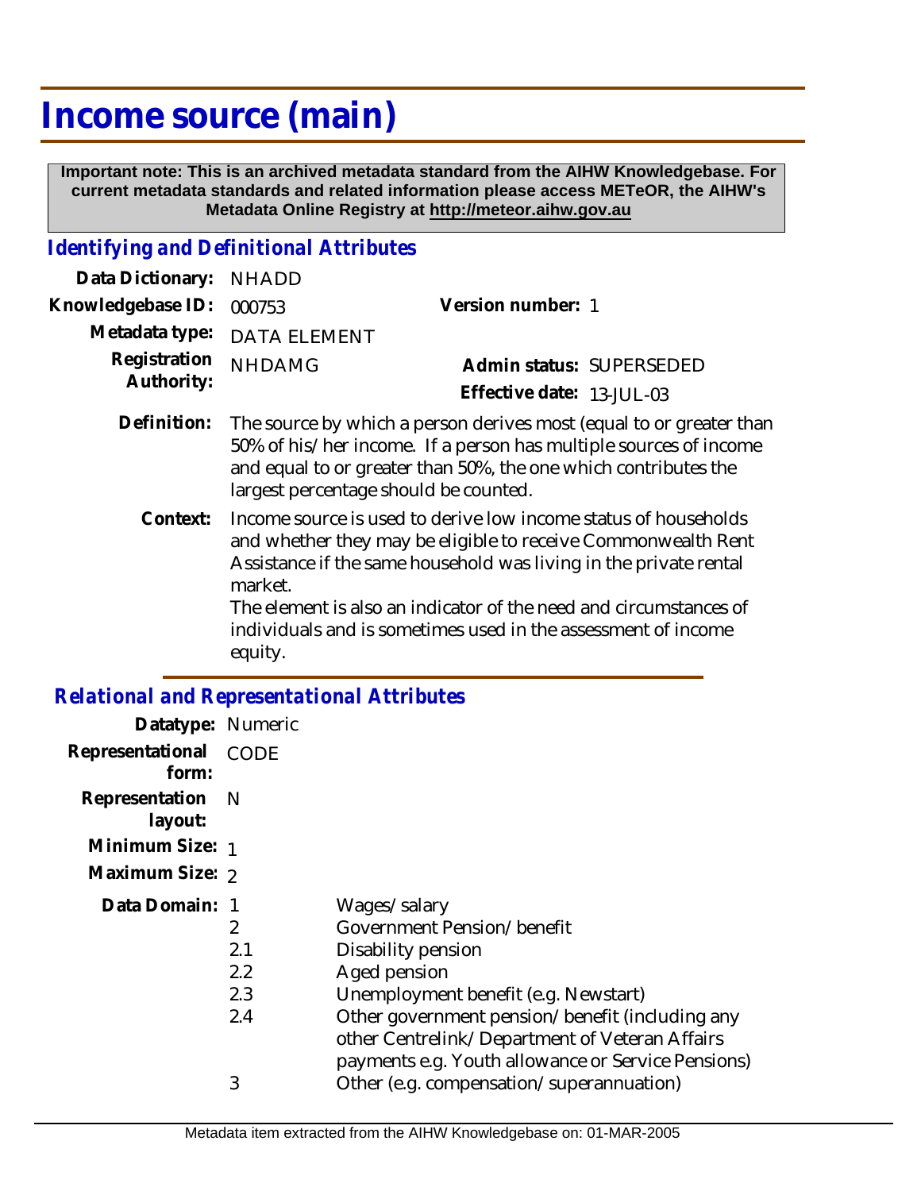# Income source (main)

**Important note: This is an archived metadata standard from the AIHW Knowledgebase. For current metadata standards and related information please access METeOR, the AIHW's Metadata Online Registry at http://meteor.aihw.gov.au**

## *Identifying and Definitional Attributes*

| | | | |
|---|---|---|---|
| **Data Dictionary:** | NHADD | | |
| **Knowledgebase ID:** | 000753 | **Version number:** | 1 |
| **Metadata type:** | DATA ELEMENT | | |
| **Registration Authority:** | NHDAMG | **Admin status:** | SUPERSEDED |
| | | **Effective date:** | 13-JUL-03 |

**Definition:** The source by which a person derives most (equal to or greater than 50% of his/her income. If a person has multiple sources of income and equal to or greater than 50%, the one which contributes the largest percentage should be counted.

**Context:** Income source is used to derive low income status of households and whether they may be eligible to receive Commonwealth Rent Assistance if the same household was living in the private rental market.
The element is also an indicator of the need and circumstances of individuals and is sometimes used in the assessment of income equity.

## *Relational and Representational Attributes*

**Datatype:** Numeric

**Representational form:** CODE

**Representation layout:** N

**Minimum Size:** 1

**Maximum Size:** 2

**Data Domain:**

| Code | Description |
|---|---|
| 1 | Wages/salary |
| 2 | Government Pension/benefit |
| 2.1 | Disability pension |
| 2.2 | Aged pension |
| 2.3 | Unemployment benefit (e.g. Newstart) |
| 2.4 | Other government pension/benefit (including any other Centrelink/Department of Veteran Affairs payments e.g. Youth allowance or Service Pensions) |
| 3 | Other (e.g. compensation/superannuation) |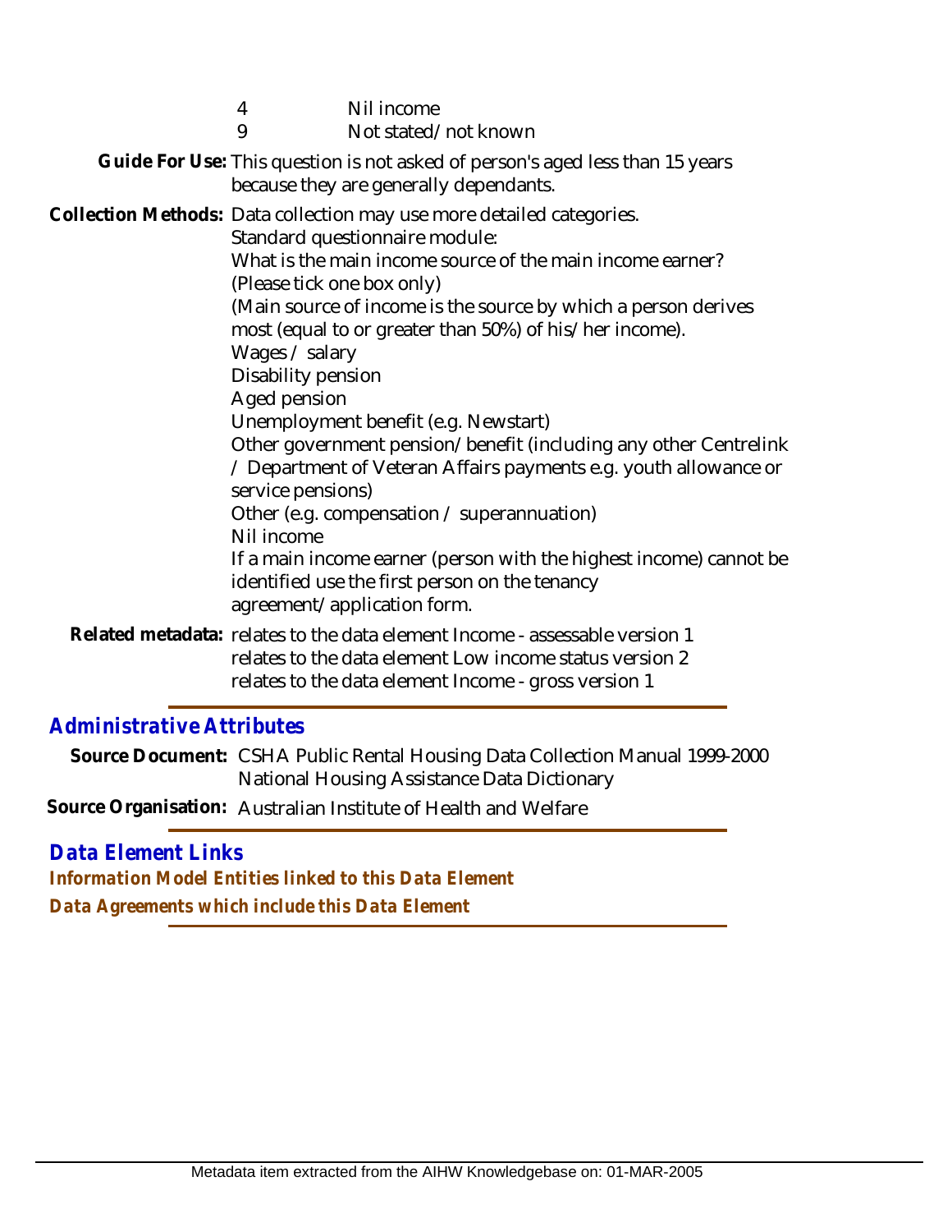| | |
|---|---|
| 4 | Nil income |
| 9 | Not stated/not known |

**Guide For Use:** This question is not asked of person's aged less than 15 years because they are generally dependants.

**Collection Methods:** Data collection may use more detailed categories.
Standard questionnaire module:
What is the main income source of the main income earner?
(Please tick one box only)
(Main source of income is the source by which a person derives most (equal to or greater than 50%) of his/her income).
Wages / salary
Disability pension
Aged pension
Unemployment benefit (e.g. Newstart)
Other government pension/benefit (including any other Centrelink / Department of Veteran Affairs payments e.g. youth allowance or service pensions)
Other (e.g. compensation / superannuation)
Nil income
If a main income earner (person with the highest income) cannot be identified use the first person on the tenancy agreement/application form.

**Related metadata:** relates to the data element Income - assessable version 1
relates to the data element Low income status version 2
relates to the data element Income - gross version 1

## Administrative Attributes

**Source Document:** CSHA Public Rental Housing Data Collection Manual 1999-2000 National Housing Assistance Data Dictionary

**Source Organisation:** Australian Institute of Health and Welfare

## Data Element Links

***Information Model Entities linked to this Data Element***

***Data Agreements which include this Data Element***

Metadata item extracted from the AIHW Knowledgebase on: 01-MAR-2005